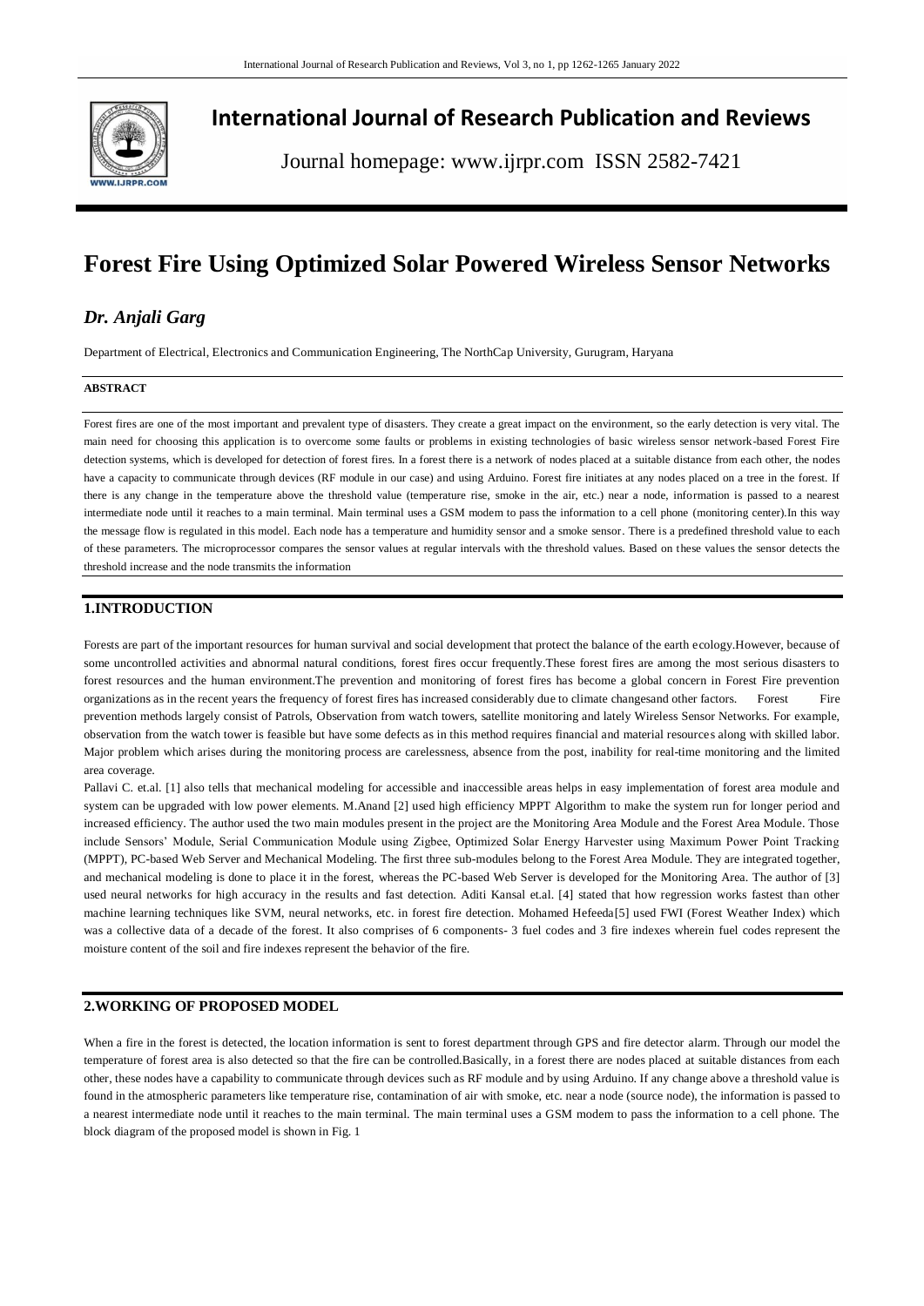# International Journal of Research Publication and Reviews

Journal homepage: www.ijrpr.com ISSN 2582-7421

# Forest Fire Using Optimized Solar Powered Wireless Sensor Networks

***Dr. Anjali Garg***

Department of Electrical, Electronics and Communication Engineering, The NorthCap University, Gurugram, Haryana

**ABSTRACT**

Forest fires are one of the most important and prevalent type of disasters. They create a great impact on the environment, so the early detection is very vital. The main need for choosing this application is to overcome some faults or problems in existing technologies of basic wireless sensor network-based Forest Fire detection systems, which is developed for detection of forest fires. In a forest there is a network of nodes placed at a suitable distance from each other, the nodes have a capacity to communicate through devices (RF module in our case) and using Arduino. Forest fire initiates at any nodes placed on a tree in the forest. If there is any change in the temperature above the threshold value (temperature rise, smoke in the air, etc.) near a node, information is passed to a nearest intermediate node until it reaches to a main terminal. Main terminal uses a GSM modem to pass the information to a cell phone (monitoring center).In this way the message flow is regulated in this model. Each node has a temperature and humidity sensor and a smoke sensor. There is a predefined threshold value to each of these parameters. The microprocessor compares the sensor values at regular intervals with the threshold values. Based on these values the sensor detects the threshold increase and the node transmits the information

## 1.INTRODUCTION

Forests are part of the important resources for human survival and social development that protect the balance of the earth ecology.However, because of some uncontrolled activities and abnormal natural conditions, forest fires occur frequently.These forest fires are among the most serious disasters to forest resources and the human environment.The prevention and monitoring of forest fires has become a global concern in Forest Fire prevention organizations as in the recent years the frequency of forest fires has increased considerably due to climate changesand other factors. Forest Fire prevention methods largely consist of Patrols, Observation from watch towers, satellite monitoring and lately Wireless Sensor Networks. For example, observation from the watch tower is feasible but have some defects as in this method requires financial and material resources along with skilled labor. Major problem which arises during the monitoring process are carelessness, absence from the post, inability for real-time monitoring and the limited area coverage.

Pallavi C. et.al. [1] also tells that mechanical modeling for accessible and inaccessible areas helps in easy implementation of forest area module and system can be upgraded with low power elements. M.Anand [2] used high efficiency MPPT Algorithm to make the system run for longer period and increased efficiency. The author used the two main modules present in the project are the Monitoring Area Module and the Forest Area Module. Those include Sensors' Module, Serial Communication Module using Zigbee, Optimized Solar Energy Harvester using Maximum Power Point Tracking (MPPT), PC-based Web Server and Mechanical Modeling. The first three sub-modules belong to the Forest Area Module. They are integrated together, and mechanical modeling is done to place it in the forest, whereas the PC-based Web Server is developed for the Monitoring Area. The author of [3] used neural networks for high accuracy in the results and fast detection. Aditi Kansal et.al. [4] stated that how regression works fastest than other machine learning techniques like SVM, neural networks, etc. in forest fire detection. Mohamed Hefeeda[5] used FWI (Forest Weather Index) which was a collective data of a decade of the forest. It also comprises of 6 components- 3 fuel codes and 3 fire indexes wherein fuel codes represent the moisture content of the soil and fire indexes represent the behavior of the fire.

## 2.WORKING OF PROPOSED MODEL

When a fire in the forest is detected, the location information is sent to forest department through GPS and fire detector alarm. Through our model the temperature of forest area is also detected so that the fire can be controlled.Basically, in a forest there are nodes placed at suitable distances from each other, these nodes have a capability to communicate through devices such as RF module and by using Arduino. If any change above a threshold value is found in the atmospheric parameters like temperature rise, contamination of air with smoke, etc. near a node (source node), the information is passed to a nearest intermediate node until it reaches to the main terminal. The main terminal uses a GSM modem to pass the information to a cell phone. The block diagram of the proposed model is shown in Fig. 1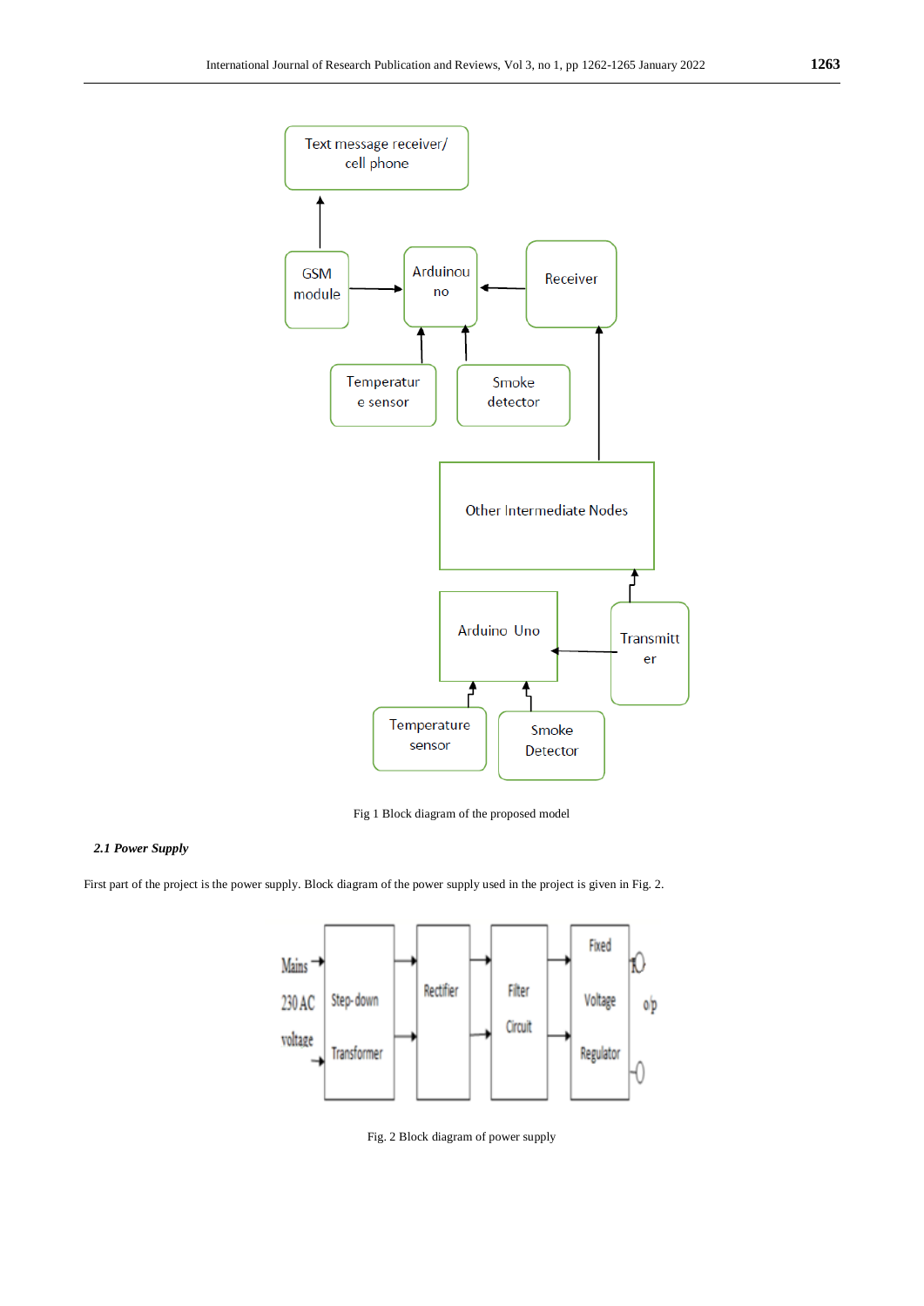Text message receiver/ cell phone

GSM module

Arduinou no

Receiver

Temperatur e sensor

Smoke detector

Other Intermediate Nodes

Arduino Uno

Transmitt er

Temperature sensor

Smoke Detector

Fig 1 Block diagram of the proposed model

### *2.1 Power Supply*

First part of the project is the power supply. Block diagram of the power supply used in the project is given in Fig. 2.

Mains 230 AC voltage

Step-down Transformer

Rectifier

Filter Circuit

Fixed Voltage Regulator

o/p

Fig. 2 Block diagram of power supply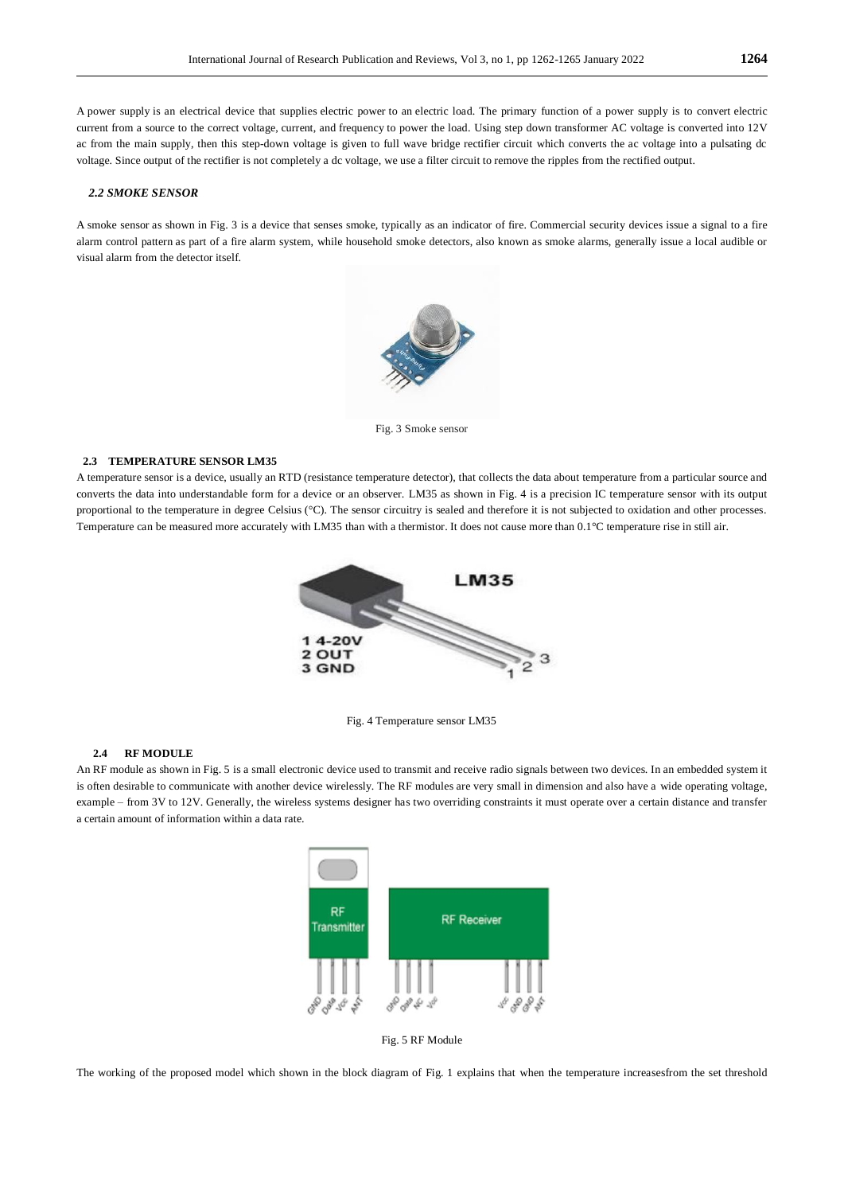A power supply is an electrical device that supplies electric power to an electric load. The primary function of a power supply is to convert electric current from a source to the correct voltage, current, and frequency to power the load. Using step down transformer AC voltage is converted into 12V ac from the main supply, then this step-down voltage is given to full wave bridge rectifier circuit which converts the ac voltage into a pulsating dc voltage. Since output of the rectifier is not completely a dc voltage, we use a filter circuit to remove the ripples from the rectified output.

### *2.2 SMOKE SENSOR*

A smoke sensor as shown in Fig. 3 is a device that senses smoke, typically as an indicator of fire. Commercial security devices issue a signal to a fire alarm control pattern as part of a fire alarm system, while household smoke detectors, also known as smoke alarms, generally issue a local audible or visual alarm from the detector itself.

Fig. 3 Smoke sensor

### 2.3 TEMPERATURE SENSOR LM35

A temperature sensor is a device, usually an RTD (resistance temperature detector), that collects the data about temperature from a particular source and converts the data into understandable form for a device or an observer. LM35 as shown in Fig. 4 is a precision IC temperature sensor with its output proportional to the temperature in degree Celsius (°C). The sensor circuitry is sealed and therefore it is not subjected to oxidation and other processes. Temperature can be measured more accurately with LM35 than with a thermistor. It does not cause more than 0.1°C temperature rise in still air.

LM35

1 4-20V
2 OUT
3 GND

Fig. 4 Temperature sensor LM35

### 2.4 RF MODULE

An RF module as shown in Fig. 5 is a small electronic device used to transmit and receive radio signals between two devices. In an embedded system it is often desirable to communicate with another device wirelessly. The RF modules are very small in dimension and also have a wide operating voltage, example – from 3V to 12V. Generally, the wireless systems designer has two overriding constraints it must operate over a certain distance and transfer a certain amount of information within a data rate.

RF Transmitter

RF Receiver

GND Data Vcc ANT

GND Data NC Vcc

Vcc GND GND ANT

Fig. 5 RF Module

The working of the proposed model which shown in the block diagram of Fig. 1 explains that when the temperature increasesfrom the set threshold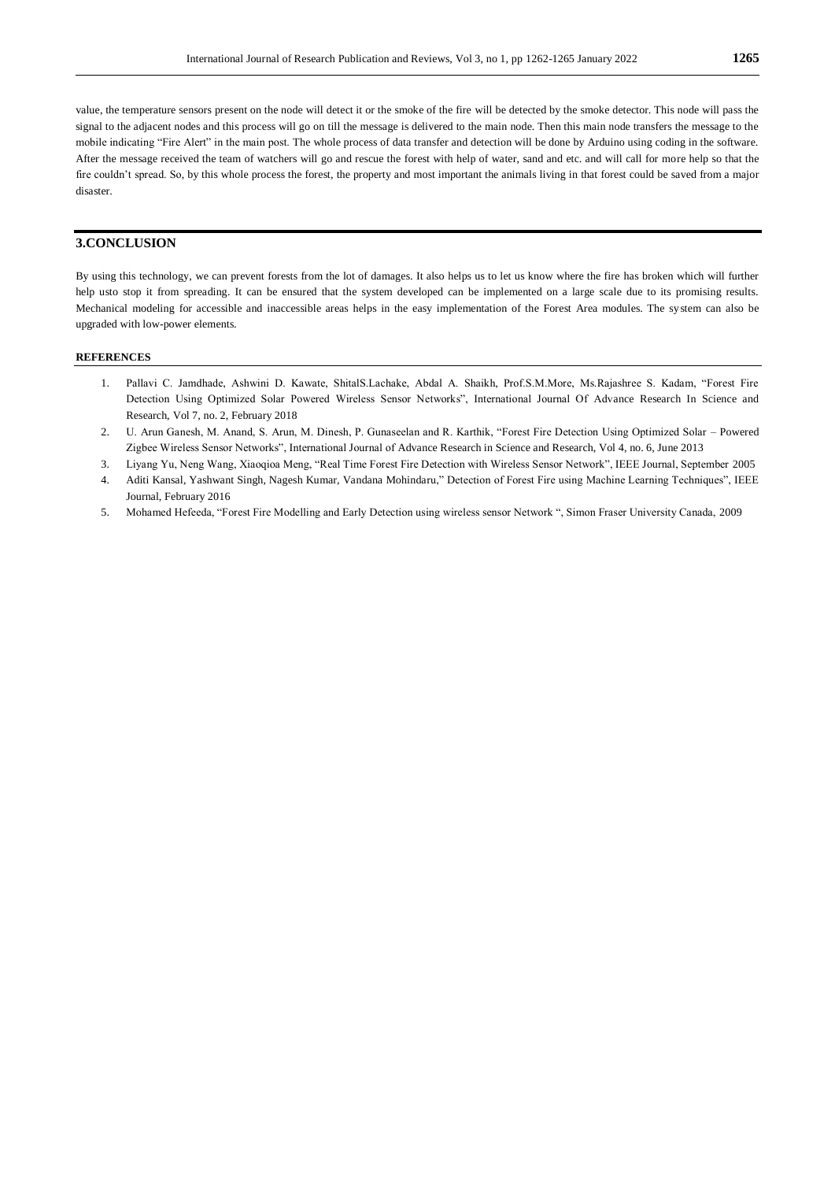value, the temperature sensors present on the node will detect it or the smoke of the fire will be detected by the smoke detector. This node will pass the signal to the adjacent nodes and this process will go on till the message is delivered to the main node. Then this main node transfers the message to the mobile indicating "Fire Alert" in the main post. The whole process of data transfer and detection will be done by Arduino using coding in the software. After the message received the team of watchers will go and rescue the forest with help of water, sand and etc. and will call for more help so that the fire couldn't spread. So, by this whole process the forest, the property and most important the animals living in that forest could be saved from a major disaster.

## 3.CONCLUSION

By using this technology, we can prevent forests from the lot of damages. It also helps us to let us know where the fire has broken which will further help usto stop it from spreading. It can be ensured that the system developed can be implemented on a large scale due to its promising results. Mechanical modeling for accessible and inaccessible areas helps in the easy implementation of the Forest Area modules. The system can also be upgraded with low-power elements.

### REFERENCES

1. Pallavi C. Jamdhade, Ashwini D. Kawate, ShitalS.Lachake, Abdal A. Shaikh, Prof.S.M.More, Ms.Rajashree S. Kadam, "Forest Fire Detection Using Optimized Solar Powered Wireless Sensor Networks", International Journal Of Advance Research In Science and Research, Vol 7, no. 2, February 2018
2. U. Arun Ganesh, M. Anand, S. Arun, M. Dinesh, P. Gunaseelan and R. Karthik, "Forest Fire Detection Using Optimized Solar – Powered Zigbee Wireless Sensor Networks", International Journal of Advance Research in Science and Research, Vol 4, no. 6, June 2013
3. Liyang Yu, Neng Wang, Xiaoqioa Meng, "Real Time Forest Fire Detection with Wireless Sensor Network", IEEE Journal, September 2005
4. Aditi Kansal, Yashwant Singh, Nagesh Kumar, Vandana Mohindaru," Detection of Forest Fire using Machine Learning Techniques", IEEE Journal, February 2016
5. Mohamed Hefeeda, "Forest Fire Modelling and Early Detection using wireless sensor Network ", Simon Fraser University Canada, 2009